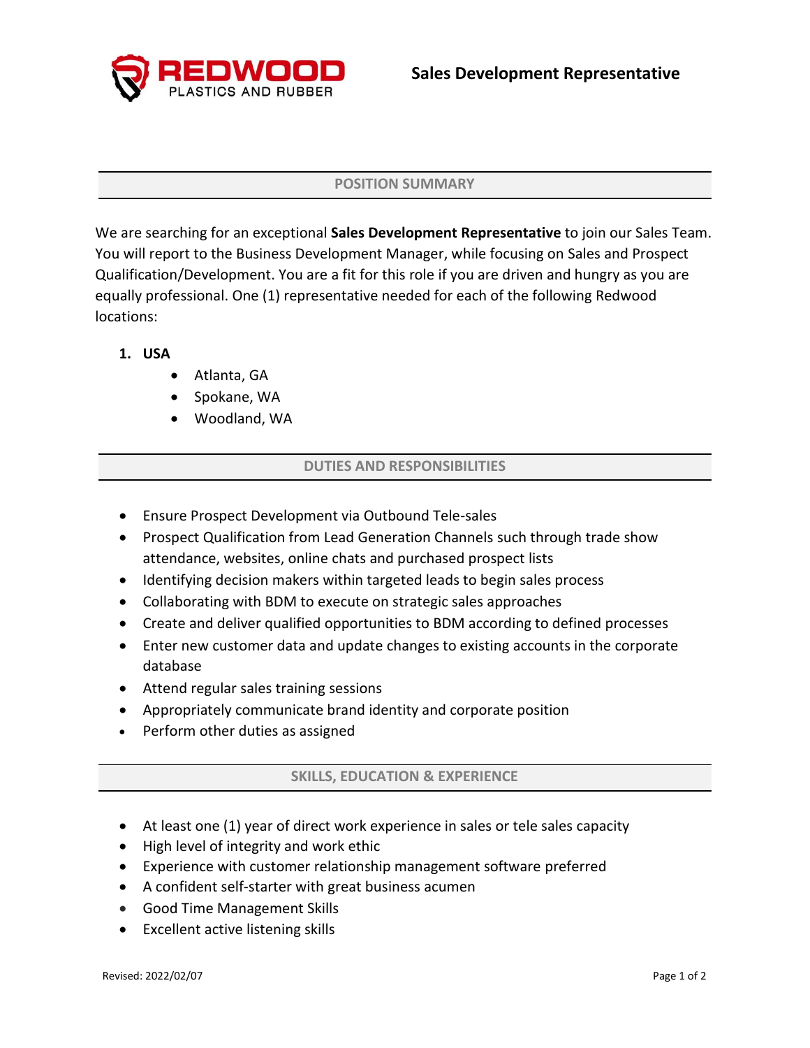**REDWOOD**
PLASTICS AND RUBBER

# Sales Development Representative

## POSITION SUMMARY

We are searching for an exceptional **Sales Development Representative** to join our Sales Team. You will report to the Business Development Manager, while focusing on Sales and Prospect Qualification/Development. You are a fit for this role if you are driven and hungry as you are equally professional. One (1) representative needed for each of the following Redwood locations:

1. **USA**
   - Atlanta, GA
   - Spokane, WA
   - Woodland, WA

## DUTIES AND RESPONSIBILITIES

- Ensure Prospect Development via Outbound Tele-sales
- Prospect Qualification from Lead Generation Channels such through trade show attendance, websites, online chats and purchased prospect lists
- Identifying decision makers within targeted leads to begin sales process
- Collaborating with BDM to execute on strategic sales approaches
- Create and deliver qualified opportunities to BDM according to defined processes
- Enter new customer data and update changes to existing accounts in the corporate database
- Attend regular sales training sessions
- Appropriately communicate brand identity and corporate position
- Perform other duties as assigned

## SKILLS, EDUCATION & EXPERIENCE

- At least one (1) year of direct work experience in sales or tele sales capacity
- High level of integrity and work ethic
- Experience with customer relationship management software preferred
- A confident self-starter with great business acumen
- Good Time Management Skills
- Excellent active listening skills

Revised: 2022/02/07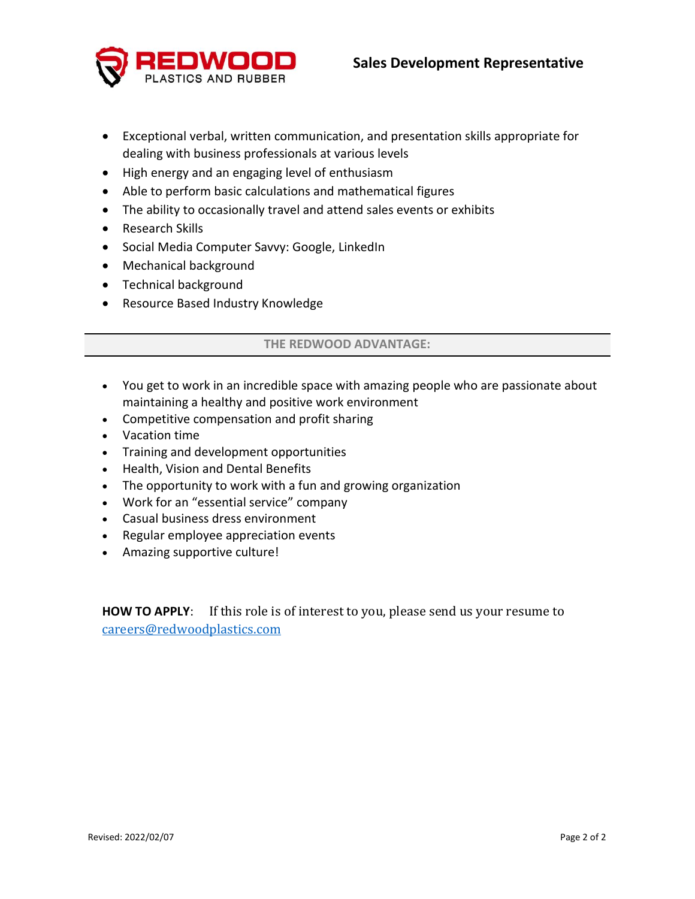- Exceptional verbal, written communication, and presentation skills appropriate for dealing with business professionals at various levels
- High energy and an engaging level of enthusiasm
- Able to perform basic calculations and mathematical figures
- The ability to occasionally travel and attend sales events or exhibits
- Research Skills
- Social Media Computer Savvy: Google, LinkedIn
- Mechanical background
- Technical background
- Resource Based Industry Knowledge

## THE REDWOOD ADVANTAGE:

- You get to work in an incredible space with amazing people who are passionate about maintaining a healthy and positive work environment
- Competitive compensation and profit sharing
- Vacation time
- Training and development opportunities
- Health, Vision and Dental Benefits
- The opportunity to work with a fun and growing organization
- Work for an "essential service" company
- Casual business dress environment
- Regular employee appreciation events
- Amazing supportive culture!

**HOW TO APPLY**: If this role is of interest to you, please send us your resume to careers@redwoodplastics.com

Revised: 2022/02/07